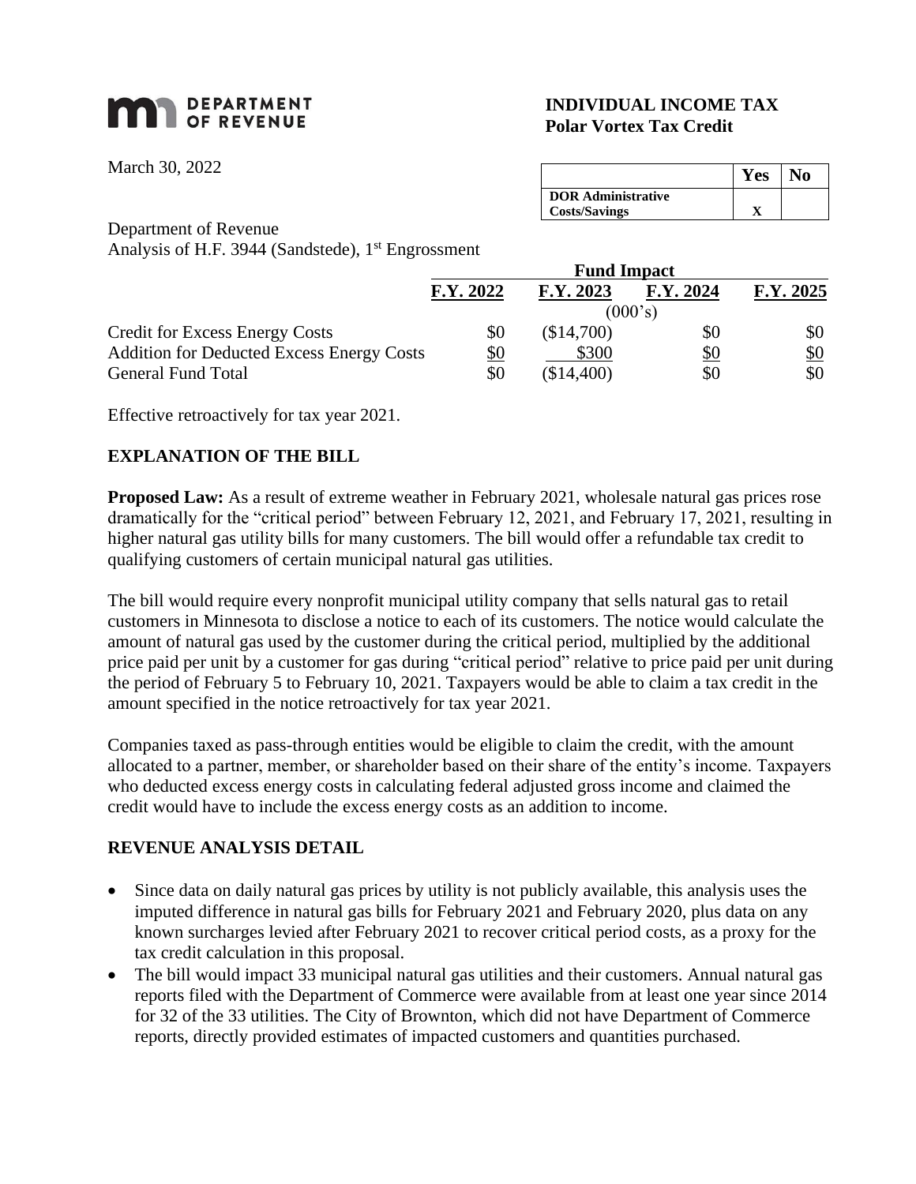**DEPARTMENT OF REVENUE**

## INDIVIDUAL INCOME TAX
## Polar Vortex Tax Credit

March 30, 2022

| | Yes | No |
|---|---|---|
| DOR Administrative Costs/Savings | X | |

Department of Revenue
Analysis of H.F. 3944 (Sandstede), 1st Engrossment

| | Fund Impact | | | |
|---|---|---|---|---|
| | F.Y. 2022 | F.Y. 2023 | F.Y. 2024 | F.Y. 2025 |
| | (000's) | | | |
| Credit for Excess Energy Costs | $0 | ($14,700) | $0 | $0 |
| Addition for Deducted Excess Energy Costs | $0 | $300 | $0 | $0 |
| General Fund Total | $0 | ($14,400) | $0 | $0 |

Effective retroactively for tax year 2021.

### EXPLANATION OF THE BILL

**Proposed Law:** As a result of extreme weather in February 2021, wholesale natural gas prices rose dramatically for the "critical period" between February 12, 2021, and February 17, 2021, resulting in higher natural gas utility bills for many customers. The bill would offer a refundable tax credit to qualifying customers of certain municipal natural gas utilities.

The bill would require every nonprofit municipal utility company that sells natural gas to retail customers in Minnesota to disclose a notice to each of its customers. The notice would calculate the amount of natural gas used by the customer during the critical period, multiplied by the additional price paid per unit by a customer for gas during "critical period" relative to price paid per unit during the period of February 5 to February 10, 2021. Taxpayers would be able to claim a tax credit in the amount specified in the notice retroactively for tax year 2021.

Companies taxed as pass-through entities would be eligible to claim the credit, with the amount allocated to a partner, member, or shareholder based on their share of the entity's income. Taxpayers who deducted excess energy costs in calculating federal adjusted gross income and claimed the credit would have to include the excess energy costs as an addition to income.

### REVENUE ANALYSIS DETAIL

- Since data on daily natural gas prices by utility is not publicly available, this analysis uses the imputed difference in natural gas bills for February 2021 and February 2020, plus data on any known surcharges levied after February 2021 to recover critical period costs, as a proxy for the tax credit calculation in this proposal.
- The bill would impact 33 municipal natural gas utilities and their customers. Annual natural gas reports filed with the Department of Commerce were available from at least one year since 2014 for 32 of the 33 utilities. The City of Brownton, which did not have Department of Commerce reports, directly provided estimates of impacted customers and quantities purchased.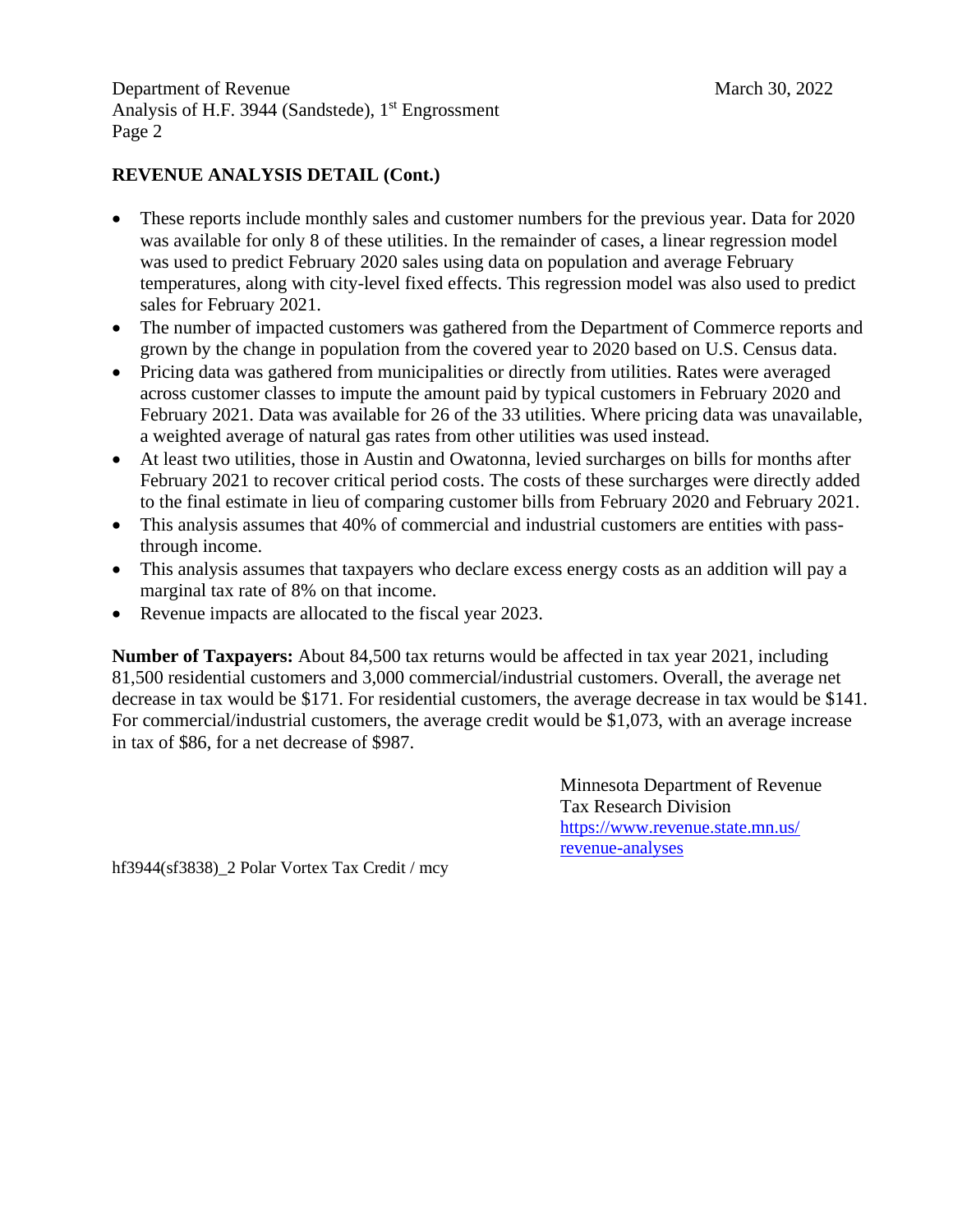## REVENUE ANALYSIS DETAIL (Cont.)

- These reports include monthly sales and customer numbers for the previous year. Data for 2020 was available for only 8 of these utilities. In the remainder of cases, a linear regression model was used to predict February 2020 sales using data on population and average February temperatures, along with city-level fixed effects. This regression model was also used to predict sales for February 2021.
- The number of impacted customers was gathered from the Department of Commerce reports and grown by the change in population from the covered year to 2020 based on U.S. Census data.
- Pricing data was gathered from municipalities or directly from utilities. Rates were averaged across customer classes to impute the amount paid by typical customers in February 2020 and February 2021. Data was available for 26 of the 33 utilities. Where pricing data was unavailable, a weighted average of natural gas rates from other utilities was used instead.
- At least two utilities, those in Austin and Owatonna, levied surcharges on bills for months after February 2021 to recover critical period costs. The costs of these surcharges were directly added to the final estimate in lieu of comparing customer bills from February 2020 and February 2021.
- This analysis assumes that 40% of commercial and industrial customers are entities with pass-through income.
- This analysis assumes that taxpayers who declare excess energy costs as an addition will pay a marginal tax rate of 8% on that income.
- Revenue impacts are allocated to the fiscal year 2023.

**Number of Taxpayers:** About 84,500 tax returns would be affected in tax year 2021, including 81,500 residential customers and 3,000 commercial/industrial customers. Overall, the average net decrease in tax would be $171. For residential customers, the average decrease in tax would be $141. For commercial/industrial customers, the average credit would be $1,073, with an average increase in tax of $86, for a net decrease of $987.

Minnesota Department of Revenue
Tax Research Division
[https://www.revenue.state.mn.us/revenue-analyses](https://www.revenue.state.mn.us/revenue-analyses)

hf3944(sf3838)_2 Polar Vortex Tax Credit / mcy